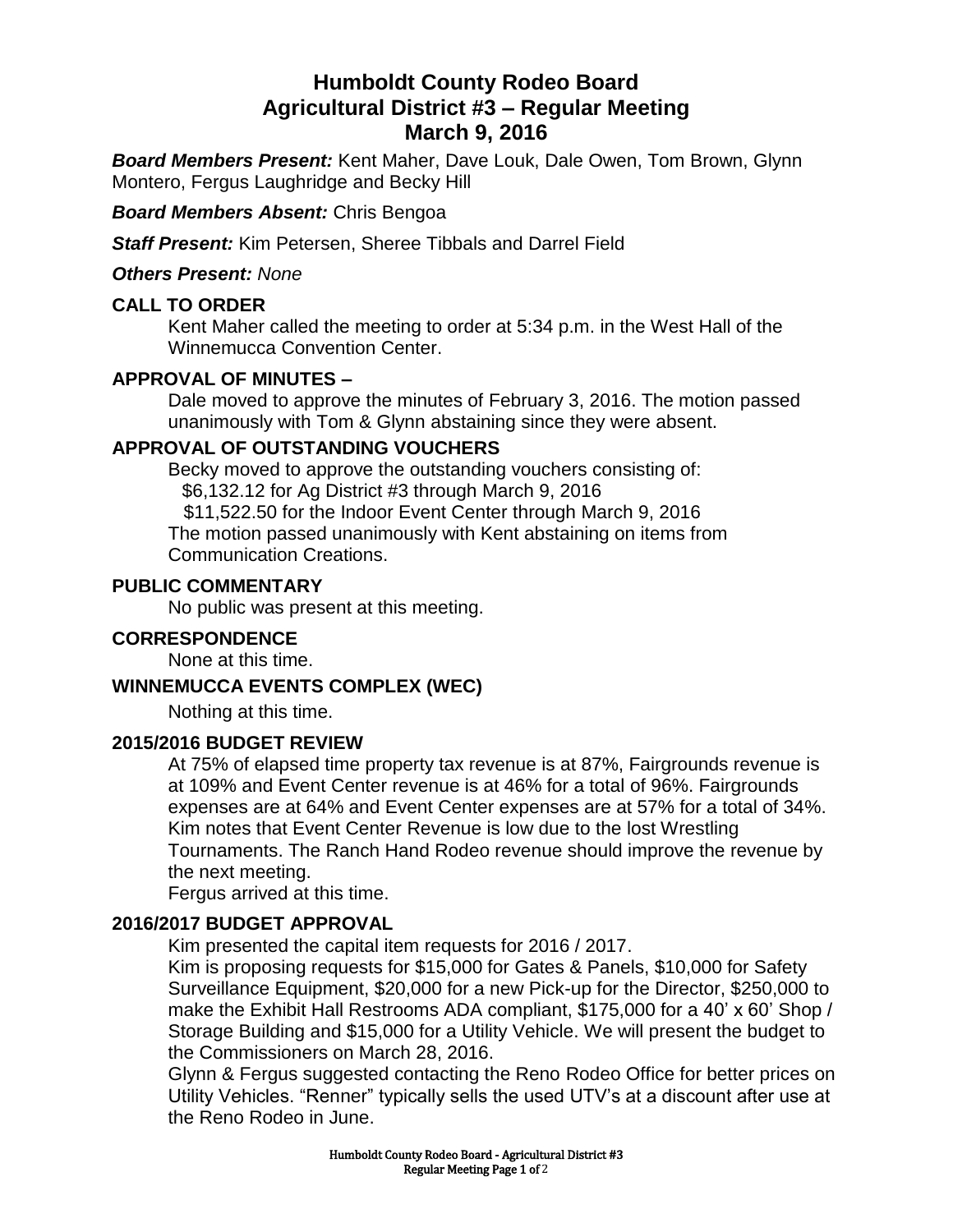# Humboldt County Rodeo Board
# Agricultural District #3 – Regular Meeting
# March 9, 2016

***Board Members Present:*** Kent Maher, Dave Louk, Dale Owen, Tom Brown, Glynn Montero, Fergus Laughridge and Becky Hill

***Board Members Absent:*** Chris Bengoa

***Staff Present:*** Kim Petersen, Sheree Tibbals and Darrel Field

***Others Present:*** *None*

## CALL TO ORDER

Kent Maher called the meeting to order at 5:34 p.m. in the West Hall of the Winnemucca Convention Center.

## APPROVAL OF MINUTES –

Dale moved to approve the minutes of February 3, 2016. The motion passed unanimously with Tom & Glynn abstaining since they were absent.

## APPROVAL OF OUTSTANDING VOUCHERS

Becky moved to approve the outstanding vouchers consisting of:
$6,132.12 for Ag District #3 through March 9, 2016
$11,522.50 for the Indoor Event Center through March 9, 2016
The motion passed unanimously with Kent abstaining on items from Communication Creations.

## PUBLIC COMMENTARY

No public was present at this meeting.

## CORRESPONDENCE

None at this time.

## WINNEMUCCA EVENTS COMPLEX (WEC)

Nothing at this time.

## 2015/2016 BUDGET REVIEW

At 75% of elapsed time property tax revenue is at 87%, Fairgrounds revenue is at 109% and Event Center revenue is at 46% for a total of 96%. Fairgrounds expenses are at 64% and Event Center expenses are at 57% for a total of 34%. Kim notes that Event Center Revenue is low due to the lost Wrestling Tournaments. The Ranch Hand Rodeo revenue should improve the revenue by the next meeting.

Fergus arrived at this time.

## 2016/2017 BUDGET APPROVAL

Kim presented the capital item requests for 2016 / 2017.

Kim is proposing requests for $15,000 for Gates & Panels, $10,000 for Safety Surveillance Equipment, $20,000 for a new Pick-up for the Director, $250,000 to make the Exhibit Hall Restrooms ADA compliant, $175,000 for a 40' x 60' Shop / Storage Building and $15,000 for a Utility Vehicle. We will present the budget to the Commissioners on March 28, 2016.

Glynn & Fergus suggested contacting the Reno Rodeo Office for better prices on Utility Vehicles. "Renner" typically sells the used UTV's at a discount after use at the Reno Rodeo in June.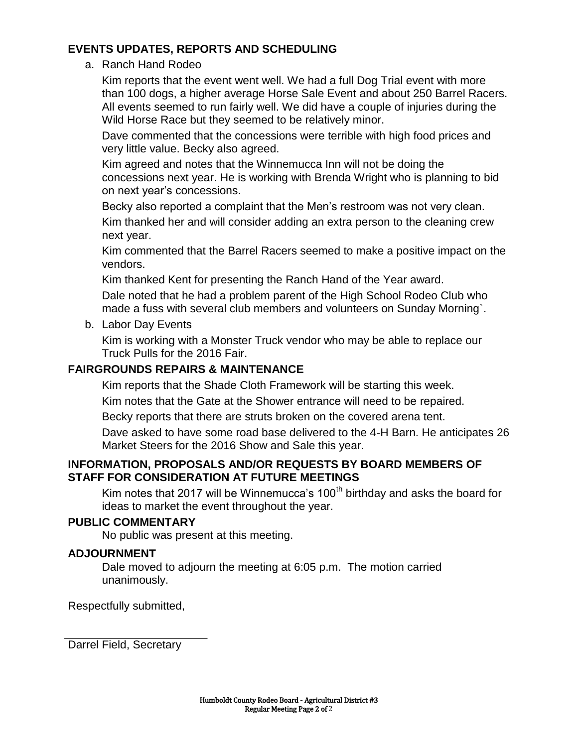## EVENTS UPDATES, REPORTS AND SCHEDULING

a. Ranch Hand Rodeo

Kim reports that the event went well. We had a full Dog Trial event with more than 100 dogs, a higher average Horse Sale Event and about 250 Barrel Racers. All events seemed to run fairly well. We did have a couple of injuries during the Wild Horse Race but they seemed to be relatively minor.

Dave commented that the concessions were terrible with high food prices and very little value. Becky also agreed.

Kim agreed and notes that the Winnemucca Inn will not be doing the concessions next year. He is working with Brenda Wright who is planning to bid on next year's concessions.

Becky also reported a complaint that the Men's restroom was not very clean.

Kim thanked her and will consider adding an extra person to the cleaning crew next year.

Kim commented that the Barrel Racers seemed to make a positive impact on the vendors.

Kim thanked Kent for presenting the Ranch Hand of the Year award.

Dale noted that he had a problem parent of the High School Rodeo Club who made a fuss with several club members and volunteers on Sunday Morning`.

b. Labor Day Events

Kim is working with a Monster Truck vendor who may be able to replace our Truck Pulls for the 2016 Fair.

## FAIRGROUNDS REPAIRS & MAINTENANCE

Kim reports that the Shade Cloth Framework will be starting this week.

Kim notes that the Gate at the Shower entrance will need to be repaired.

Becky reports that there are struts broken on the covered arena tent.

Dave asked to have some road base delivered to the 4-H Barn. He anticipates 26 Market Steers for the 2016 Show and Sale this year.

## INFORMATION, PROPOSALS AND/OR REQUESTS BY BOARD MEMBERS OF STAFF FOR CONSIDERATION AT FUTURE MEETINGS

Kim notes that 2017 will be Winnemucca's 100th birthday and asks the board for ideas to market the event throughout the year.

## PUBLIC COMMENTARY

No public was present at this meeting.

## ADJOURNMENT

Dale moved to adjourn the meeting at 6:05 p.m. The motion carried unanimously.

Respectfully submitted,

Darrel Field, Secretary